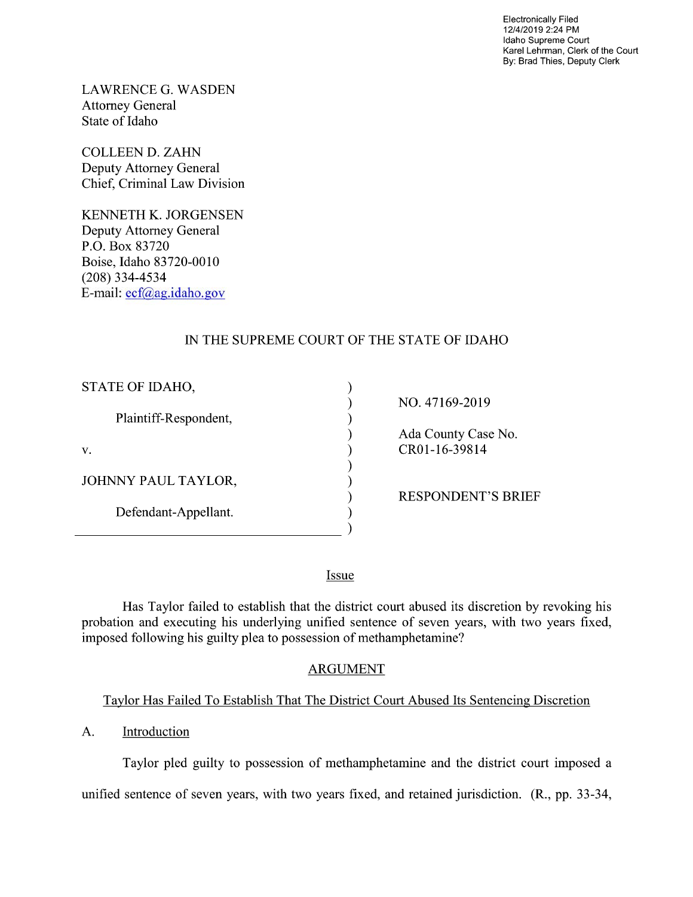Electronically Filed
12/4/2019 2:24 PM
Idaho Supreme Court
Karel Lehrman, Clerk of the Court
By: Brad Thies, Deputy Clerk

LAWRENCE G. WASDEN
Attorney General
State of Idaho

COLLEEN D. ZAHN
Deputy Attorney General
Chief, Criminal Law Division

KENNETH K. JORGENSEN
Deputy Attorney General
P.O. Box 83720
Boise, Idaho 83720-0010
(208) 334-4534
E-mail: ecf@ag.idaho.gov

IN THE SUPREME COURT OF THE STATE OF IDAHO

| | |
|---|---|
| STATE OF IDAHO,<br><br>Plaintiff-Respondent,<br><br>v.<br><br>JOHNNY PAUL TAYLOR,<br><br>Defendant-Appellant. | NO. 47169-2019<br><br>Ada County Case No. CR01-16-39814<br><br>RESPONDENT'S BRIEF |

## Issue

Has Taylor failed to establish that the district court abused its discretion by revoking his probation and executing his underlying unified sentence of seven years, with two years fixed, imposed following his guilty plea to possession of methamphetamine?

## ARGUMENT

### Taylor Has Failed To Establish That The District Court Abused Its Sentencing Discretion

A. Introduction

Taylor pled guilty to possession of methamphetamine and the district court imposed a unified sentence of seven years, with two years fixed, and retained jurisdiction. (R., pp. 33-34,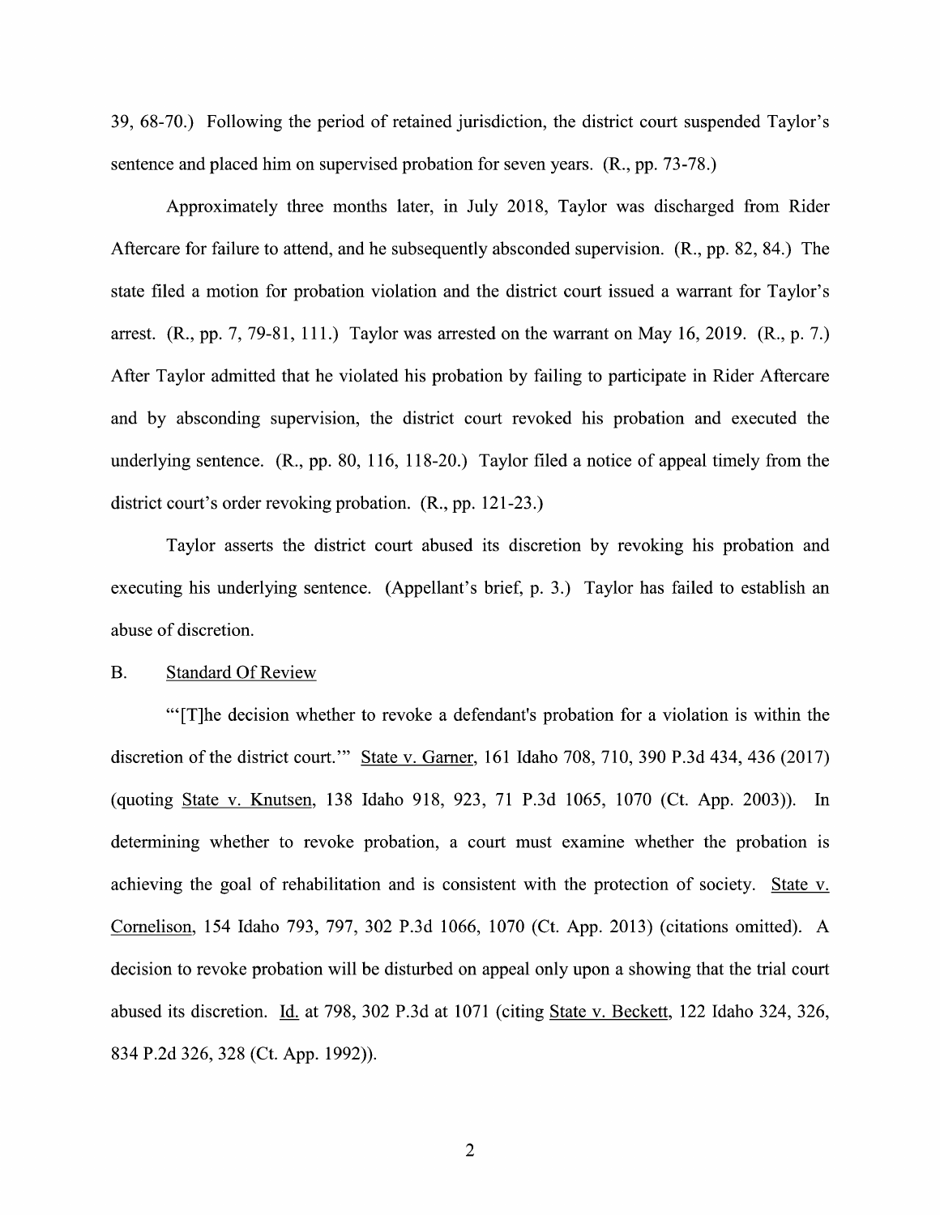39, 68-70.) Following the period of retained jurisdiction, the district court suspended Taylor's sentence and placed him on supervised probation for seven years. (R., pp. 73-78.)

Approximately three months later, in July 2018, Taylor was discharged from Rider Aftercare for failure to attend, and he subsequently absconded supervision. (R., pp. 82, 84.) The state filed a motion for probation violation and the district court issued a warrant for Taylor's arrest. (R., pp. 7, 79-81, 111.) Taylor was arrested on the warrant on May 16, 2019. (R., p. 7.) After Taylor admitted that he violated his probation by failing to participate in Rider Aftercare and by absconding supervision, the district court revoked his probation and executed the underlying sentence. (R., pp. 80, 116, 118-20.) Taylor filed a notice of appeal timely from the district court's order revoking probation. (R., pp. 121-23.)

Taylor asserts the district court abused its discretion by revoking his probation and executing his underlying sentence. (Appellant's brief, p. 3.) Taylor has failed to establish an abuse of discretion.

B. Standard Of Review

"'[T]he decision whether to revoke a defendant's probation for a violation is within the discretion of the district court.'" State v. Garner, 161 Idaho 708, 710, 390 P.3d 434, 436 (2017) (quoting State v. Knutsen, 138 Idaho 918, 923, 71 P.3d 1065, 1070 (Ct. App. 2003)). In determining whether to revoke probation, a court must examine whether the probation is achieving the goal of rehabilitation and is consistent with the protection of society. State v. Cornelison, 154 Idaho 793, 797, 302 P.3d 1066, 1070 (Ct. App. 2013) (citations omitted). A decision to revoke probation will be disturbed on appeal only upon a showing that the trial court abused its discretion. Id. at 798, 302 P.3d at 1071 (citing State v. Beckett, 122 Idaho 324, 326, 834 P.2d 326, 328 (Ct. App. 1992)).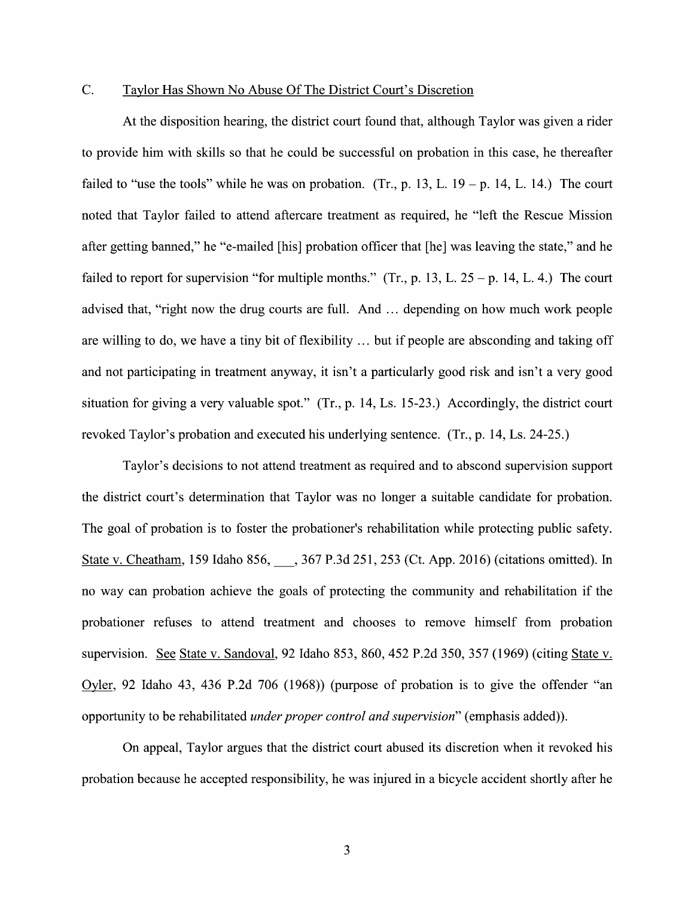### C. Taylor Has Shown No Abuse Of The District Court's Discretion

At the disposition hearing, the district court found that, although Taylor was given a rider to provide him with skills so that he could be successful on probation in this case, he thereafter failed to "use the tools" while he was on probation. (Tr., p. 13, L. 19 – p. 14, L. 14.) The court noted that Taylor failed to attend aftercare treatment as required, he "left the Rescue Mission after getting banned," he "e-mailed [his] probation officer that [he] was leaving the state," and he failed to report for supervision "for multiple months." (Tr., p. 13, L. 25 – p. 14, L. 4.) The court advised that, "right now the drug courts are full. And … depending on how much work people are willing to do, we have a tiny bit of flexibility … but if people are absconding and taking off and not participating in treatment anyway, it isn't a particularly good risk and isn't a very good situation for giving a very valuable spot." (Tr., p. 14, Ls. 15-23.) Accordingly, the district court revoked Taylor's probation and executed his underlying sentence. (Tr., p. 14, Ls. 24-25.)

Taylor's decisions to not attend treatment as required and to abscond supervision support the district court's determination that Taylor was no longer a suitable candidate for probation. The goal of probation is to foster the probationer's rehabilitation while protecting public safety. State v. Cheatham, 159 Idaho 856, ___, 367 P.3d 251, 253 (Ct. App. 2016) (citations omitted). In no way can probation achieve the goals of protecting the community and rehabilitation if the probationer refuses to attend treatment and chooses to remove himself from probation supervision. See State v. Sandoval, 92 Idaho 853, 860, 452 P.2d 350, 357 (1969) (citing State v. Oyler, 92 Idaho 43, 436 P.2d 706 (1968)) (purpose of probation is to give the offender "an opportunity to be rehabilitated *under proper control and supervision*" (emphasis added)).

On appeal, Taylor argues that the district court abused its discretion when it revoked his probation because he accepted responsibility, he was injured in a bicycle accident shortly after he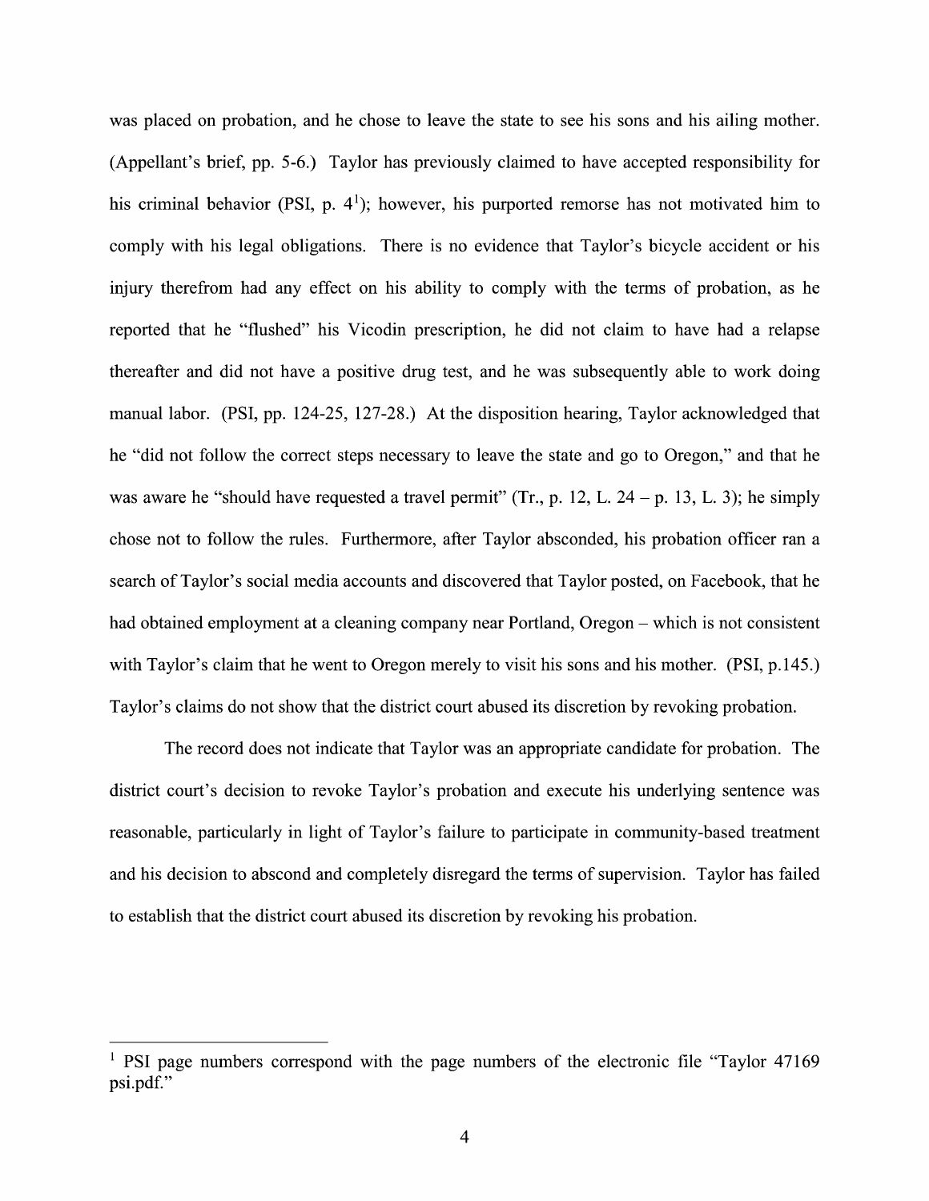was placed on probation, and he chose to leave the state to see his sons and his ailing mother. (Appellant's brief, pp. 5-6.) Taylor has previously claimed to have accepted responsibility for his criminal behavior (PSI, p. 4[1]); however, his purported remorse has not motivated him to comply with his legal obligations. There is no evidence that Taylor's bicycle accident or his injury therefrom had any effect on his ability to comply with the terms of probation, as he reported that he "flushed" his Vicodin prescription, he did not claim to have had a relapse thereafter and did not have a positive drug test, and he was subsequently able to work doing manual labor. (PSI, pp. 124-25, 127-28.) At the disposition hearing, Taylor acknowledged that he "did not follow the correct steps necessary to leave the state and go to Oregon," and that he was aware he "should have requested a travel permit" (Tr., p. 12, L. 24 – p. 13, L. 3); he simply chose not to follow the rules. Furthermore, after Taylor absconded, his probation officer ran a search of Taylor's social media accounts and discovered that Taylor posted, on Facebook, that he had obtained employment at a cleaning company near Portland, Oregon – which is not consistent with Taylor's claim that he went to Oregon merely to visit his sons and his mother. (PSI, p.145.) Taylor's claims do not show that the district court abused its discretion by revoking probation.

The record does not indicate that Taylor was an appropriate candidate for probation. The district court's decision to revoke Taylor's probation and execute his underlying sentence was reasonable, particularly in light of Taylor's failure to participate in community-based treatment and his decision to abscond and completely disregard the terms of supervision. Taylor has failed to establish that the district court abused its discretion by revoking his probation.

---

[1] PSI page numbers correspond with the page numbers of the electronic file "Taylor 47169 psi.pdf."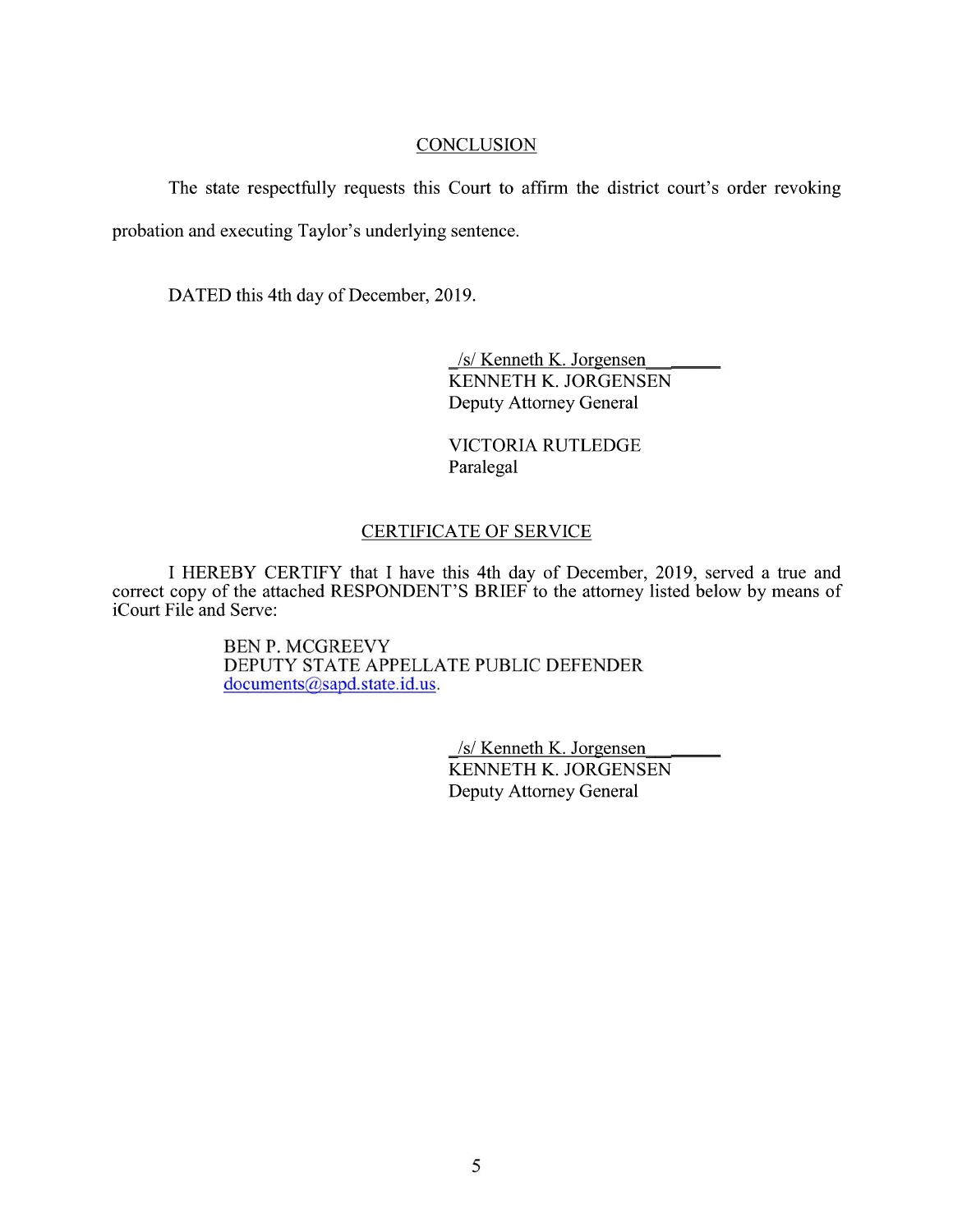## CONCLUSION

The state respectfully requests this Court to affirm the district court's order revoking probation and executing Taylor's underlying sentence.

DATED this 4th day of December, 2019.

/s/ Kenneth K. Jorgensen
KENNETH K. JORGENSEN
Deputy Attorney General

VICTORIA RUTLEDGE
Paralegal

## CERTIFICATE OF SERVICE

I HEREBY CERTIFY that I have this 4th day of December, 2019, served a true and correct copy of the attached RESPONDENT'S BRIEF to the attorney listed below by means of iCourt File and Serve:

BEN P. MCGREEVY
DEPUTY STATE APPELLATE PUBLIC DEFENDER
documents@sapd.state.id.us.

/s/ Kenneth K. Jorgensen
KENNETH K. JORGENSEN
Deputy Attorney General